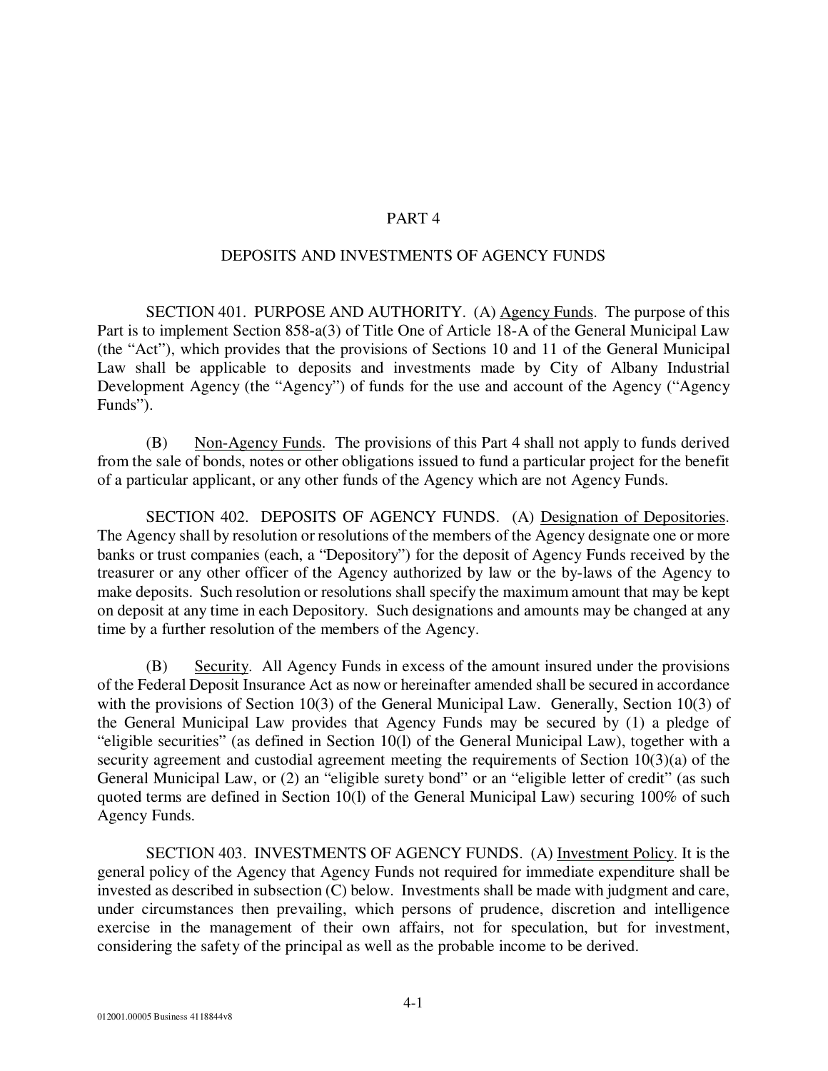# PART 4

## DEPOSITS AND INVESTMENTS OF AGENCY FUNDS

SECTION 401. PURPOSE AND AUTHORITY. (A) Agency Funds. The purpose of this Part is to implement Section 858-a(3) of Title One of Article 18-A of the General Municipal Law (the "Act"), which provides that the provisions of Sections 10 and 11 of the General Municipal Law shall be applicable to deposits and investments made by City of Albany Industrial Development Agency (the "Agency") of funds for the use and account of the Agency ("Agency Funds").

(B) Non-Agency Funds. The provisions of this Part 4 shall not apply to funds derived from the sale of bonds, notes or other obligations issued to fund a particular project for the benefit of a particular applicant, or any other funds of the Agency which are not Agency Funds.

SECTION 402. DEPOSITS OF AGENCY FUNDS. (A) Designation of Depositories. The Agency shall by resolution or resolutions of the members of the Agency designate one or more banks or trust companies (each, a "Depository") for the deposit of Agency Funds received by the treasurer or any other officer of the Agency authorized by law or the by-laws of the Agency to make deposits. Such resolution or resolutions shall specify the maximum amount that may be kept on deposit at any time in each Depository. Such designations and amounts may be changed at any time by a further resolution of the members of the Agency.

(B) Security. All Agency Funds in excess of the amount insured under the provisions of the Federal Deposit Insurance Act as now or hereinafter amended shall be secured in accordance with the provisions of Section 10(3) of the General Municipal Law. Generally, Section 10(3) of the General Municipal Law provides that Agency Funds may be secured by (1) a pledge of "eligible securities" (as defined in Section 10(l) of the General Municipal Law), together with a security agreement and custodial agreement meeting the requirements of Section 10(3)(a) of the General Municipal Law, or (2) an "eligible surety bond" or an "eligible letter of credit" (as such quoted terms are defined in Section 10(l) of the General Municipal Law) securing 100% of such Agency Funds.

SECTION 403. INVESTMENTS OF AGENCY FUNDS. (A) Investment Policy. It is the general policy of the Agency that Agency Funds not required for immediate expenditure shall be invested as described in subsection (C) below. Investments shall be made with judgment and care, under circumstances then prevailing, which persons of prudence, discretion and intelligence exercise in the management of their own affairs, not for speculation, but for investment, considering the safety of the principal as well as the probable income to be derived.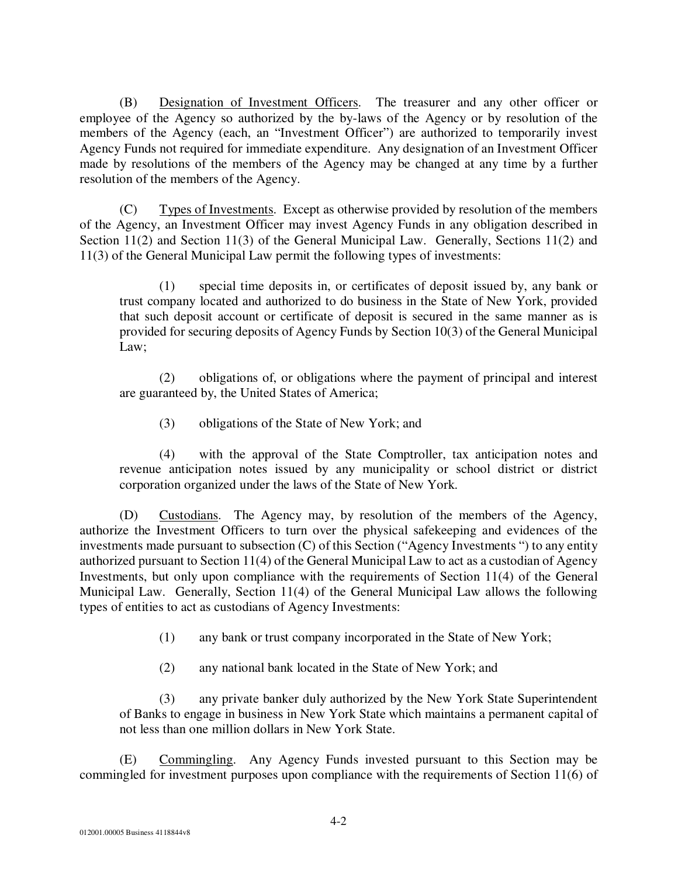(B) Designation of Investment Officers. The treasurer and any other officer or employee of the Agency so authorized by the by-laws of the Agency or by resolution of the members of the Agency (each, an "Investment Officer") are authorized to temporarily invest Agency Funds not required for immediate expenditure. Any designation of an Investment Officer made by resolutions of the members of the Agency may be changed at any time by a further resolution of the members of the Agency.

(C) Types of Investments. Except as otherwise provided by resolution of the members of the Agency, an Investment Officer may invest Agency Funds in any obligation described in Section 11(2) and Section 11(3) of the General Municipal Law. Generally, Sections 11(2) and 11(3) of the General Municipal Law permit the following types of investments:

> (1) special time deposits in, or certificates of deposit issued by, any bank or trust company located and authorized to do business in the State of New York, provided that such deposit account or certificate of deposit is secured in the same manner as is provided for securing deposits of Agency Funds by Section 10(3) of the General Municipal Law;
>
> (2) obligations of, or obligations where the payment of principal and interest are guaranteed by, the United States of America;
>
> (3) obligations of the State of New York; and
>
> (4) with the approval of the State Comptroller, tax anticipation notes and revenue anticipation notes issued by any municipality or school district or district corporation organized under the laws of the State of New York.

(D) Custodians. The Agency may, by resolution of the members of the Agency, authorize the Investment Officers to turn over the physical safekeeping and evidences of the investments made pursuant to subsection (C) of this Section ("Agency Investments ") to any entity authorized pursuant to Section 11(4) of the General Municipal Law to act as a custodian of Agency Investments, but only upon compliance with the requirements of Section 11(4) of the General Municipal Law. Generally, Section 11(4) of the General Municipal Law allows the following types of entities to act as custodians of Agency Investments:

> (1) any bank or trust company incorporated in the State of New York;
>
> (2) any national bank located in the State of New York; and
>
> (3) any private banker duly authorized by the New York State Superintendent of Banks to engage in business in New York State which maintains a permanent capital of not less than one million dollars in New York State.

(E) Commingling. Any Agency Funds invested pursuant to this Section may be commingled for investment purposes upon compliance with the requirements of Section 11(6) of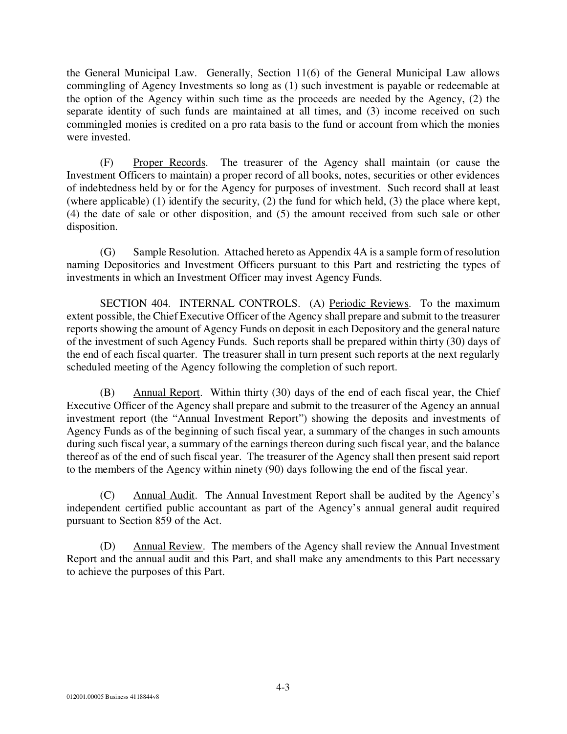the General Municipal Law. Generally, Section 11(6) of the General Municipal Law allows commingling of Agency Investments so long as (1) such investment is payable or redeemable at the option of the Agency within such time as the proceeds are needed by the Agency, (2) the separate identity of such funds are maintained at all times, and (3) income received on such commingled monies is credited on a pro rata basis to the fund or account from which the monies were invested.

(F) Proper Records. The treasurer of the Agency shall maintain (or cause the Investment Officers to maintain) a proper record of all books, notes, securities or other evidences of indebtedness held by or for the Agency for purposes of investment. Such record shall at least (where applicable) (1) identify the security, (2) the fund for which held, (3) the place where kept, (4) the date of sale or other disposition, and (5) the amount received from such sale or other disposition.

(G) Sample Resolution. Attached hereto as Appendix 4A is a sample form of resolution naming Depositories and Investment Officers pursuant to this Part and restricting the types of investments in which an Investment Officer may invest Agency Funds.

SECTION 404. INTERNAL CONTROLS. (A) Periodic Reviews. To the maximum extent possible, the Chief Executive Officer of the Agency shall prepare and submit to the treasurer reports showing the amount of Agency Funds on deposit in each Depository and the general nature of the investment of such Agency Funds. Such reports shall be prepared within thirty (30) days of the end of each fiscal quarter. The treasurer shall in turn present such reports at the next regularly scheduled meeting of the Agency following the completion of such report.

(B) Annual Report. Within thirty (30) days of the end of each fiscal year, the Chief Executive Officer of the Agency shall prepare and submit to the treasurer of the Agency an annual investment report (the "Annual Investment Report") showing the deposits and investments of Agency Funds as of the beginning of such fiscal year, a summary of the changes in such amounts during such fiscal year, a summary of the earnings thereon during such fiscal year, and the balance thereof as of the end of such fiscal year. The treasurer of the Agency shall then present said report to the members of the Agency within ninety (90) days following the end of the fiscal year.

(C) Annual Audit. The Annual Investment Report shall be audited by the Agency's independent certified public accountant as part of the Agency's annual general audit required pursuant to Section 859 of the Act.

(D) Annual Review. The members of the Agency shall review the Annual Investment Report and the annual audit and this Part, and shall make any amendments to this Part necessary to achieve the purposes of this Part.

012001.00005 Business 4118844v8